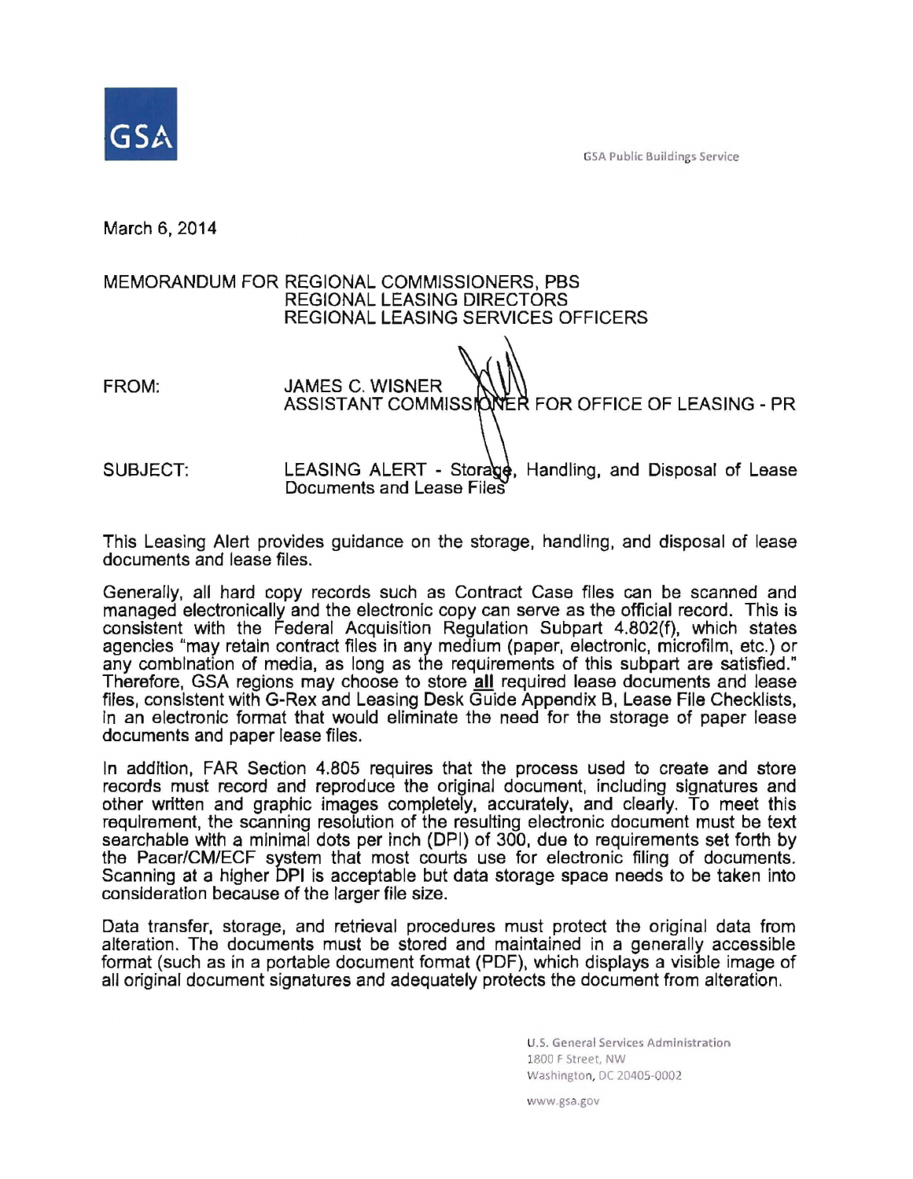GSA Public Buildings Service

March 6, 2014

MEMORANDUM FOR REGIONAL COMMISSIONERS, PBS
REGIONAL LEASING DIRECTORS
REGIONAL LEASING SERVICES OFFICERS

FROM: JAMES C. WISNER
ASSISTANT COMMISSIONER FOR OFFICE OF LEASING - PR

SUBJECT: LEASING ALERT - Storage, Handling, and Disposal of Lease Documents and Lease Files

This Leasing Alert provides guidance on the storage, handling, and disposal of lease documents and lease files.

Generally, all hard copy records such as Contract Case files can be scanned and managed electronically and the electronic copy can serve as the official record. This is consistent with the Federal Acquisition Regulation Subpart 4.802(f), which states agencies "may retain contract files in any medium (paper, electronic, microfilm, etc.) or any combination of media, as long as the requirements of this subpart are satisfied." Therefore, GSA regions may choose to store **all** required lease documents and lease files, consistent with G-Rex and Leasing Desk Guide Appendix B, Lease File Checklists, in an electronic format that would eliminate the need for the storage of paper lease documents and paper lease files.

In addition, FAR Section 4.805 requires that the process used to create and store records must record and reproduce the original document, including signatures and other written and graphic images completely, accurately, and clearly. To meet this requirement, the scanning resolution of the resulting electronic document must be text searchable with a minimal dots per inch (DPI) of 300, due to requirements set forth by the Pacer/CM/ECF system that most courts use for electronic filing of documents. Scanning at a higher DPI is acceptable but data storage space needs to be taken into consideration because of the larger file size.

Data transfer, storage, and retrieval procedures must protect the original data from alteration. The documents must be stored and maintained in a generally accessible format (such as in a portable document format (PDF), which displays a visible image of all original document signatures and adequately protects the document from alteration.

U.S. General Services Administration
1800 F Street, NW
Washington, DC 20405-0002

www.gsa.gov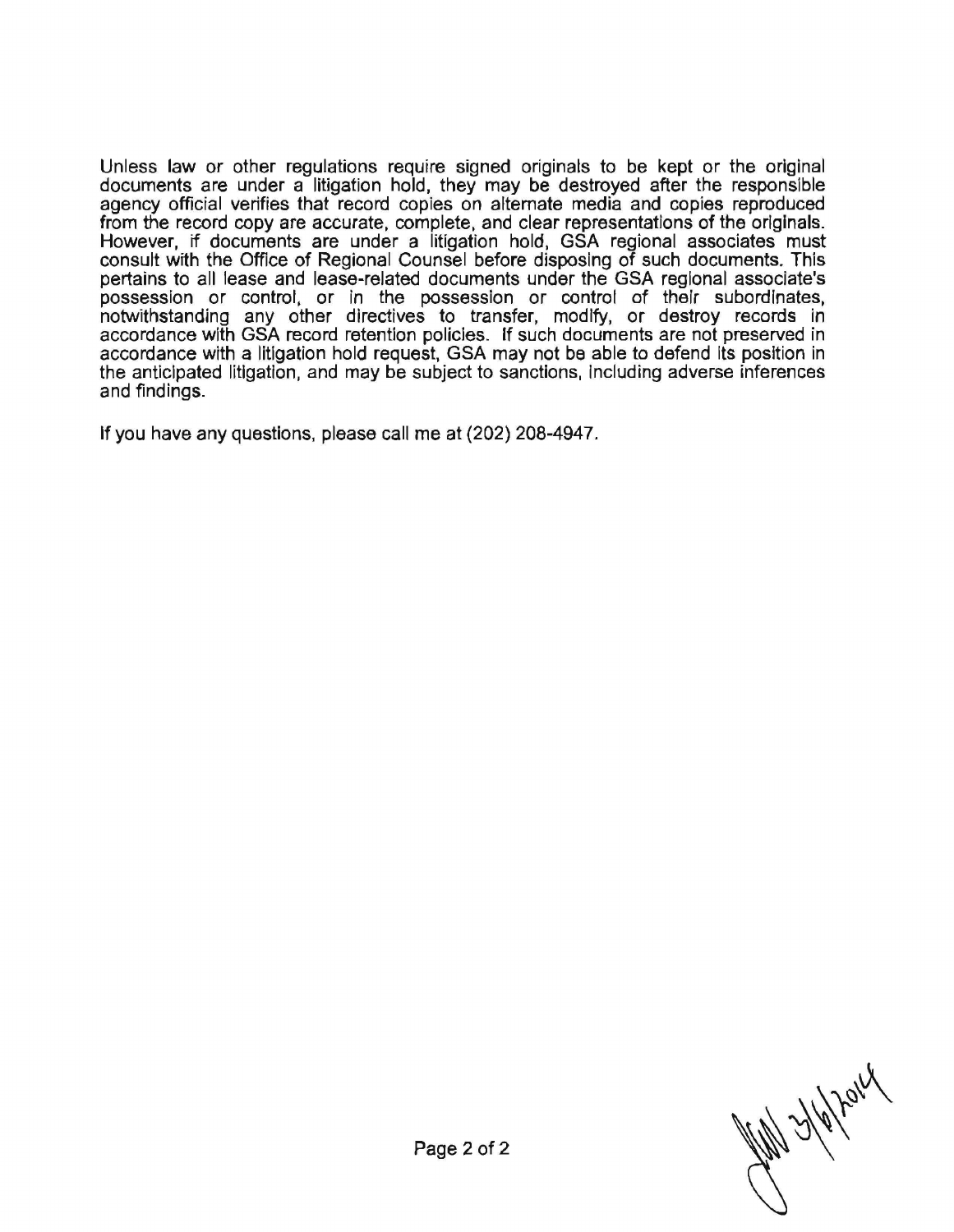Unless law or other regulations require signed originals to be kept or the original documents are under a litigation hold, they may be destroyed after the responsible agency official verifies that record copies on alternate media and copies reproduced from the record copy are accurate, complete, and clear representations of the originals. However, if documents are under a litigation hold, GSA regional associates must consult with the Office of Regional Counsel before disposing of such documents. This pertains to all lease and lease-related documents under the GSA regional associate's possession or control, or in the possession or control of their subordinates, notwithstanding any other directives to transfer, modify, or destroy records in accordance with GSA record retention policies. If such documents are not preserved in accordance with a litigation hold request, GSA may not be able to defend its position in the anticipated litigation, and may be subject to sanctions, including adverse inferences and findings.

If you have any questions, please call me at (202) 208-4947.

JW 3/6/2014